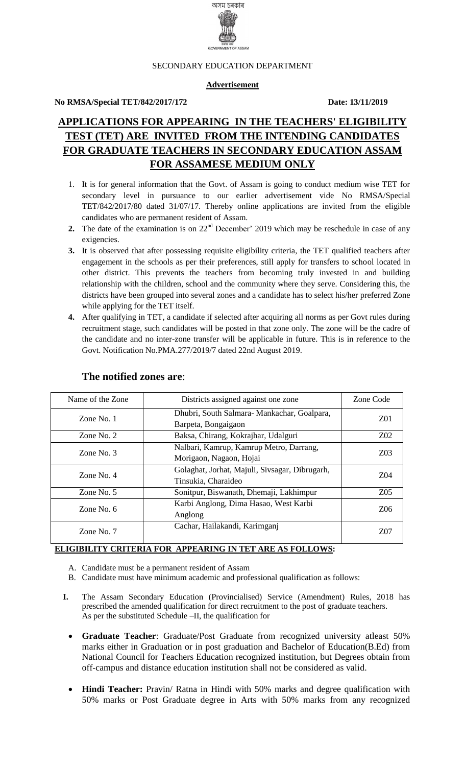অসম চৰকাৰ

GOVERNMENT OF ASSAM

SECONDARY EDUCATION DEPARTMENT

**Advertisement**

**No RMSA/Special TET/842/2017/172** **Date: 13/11/2019**

# APPLICATIONS FOR APPEARING IN THE TEACHERS' ELIGIBILITY TEST (TET) ARE INVITED FROM THE INTENDING CANDIDATES FOR GRADUATE TEACHERS IN SECONDARY EDUCATION ASSAM FOR ASSAMESE MEDIUM ONLY

1. It is for general information that the Govt. of Assam is going to conduct medium wise TET for secondary level in pursuance to our earlier advertisement vide No RMSA/Special TET/842/2017/80 dated 31/07/17. Thereby online applications are invited from the eligible candidates who are permanent resident of Assam.
2. The date of the examination is on 22nd December' 2019 which may be reschedule in case of any exigencies.
3. It is observed that after possessing requisite eligibility criteria, the TET qualified teachers after engagement in the schools as per their preferences, still apply for transfers to school located in other district. This prevents the teachers from becoming truly invested in and building relationship with the children, school and the community where they serve. Considering this, the districts have been grouped into several zones and a candidate has to select his/her preferred Zone while applying for the TET itself.
4. After qualifying in TET, a candidate if selected after acquiring all norms as per Govt rules during recruitment stage, such candidates will be posted in that zone only. The zone will be the cadre of the candidate and no inter-zone transfer will be applicable in future. This is in reference to the Govt. Notification No.PMA.277/2019/7 dated 22nd August 2019.

## The notified zones are:

| Name of the Zone | Districts assigned against one zone | Zone Code |
|---|---|---|
| Zone No. 1 | Dhubri, South Salmara- Mankachar, Goalpara, Barpeta, Bongaigaon | Z01 |
| Zone No. 2 | Baksa, Chirang, Kokrajhar, Udalguri | Z02 |
| Zone No. 3 | Nalbari, Kamrup, Kamrup Metro, Darrang, Morigaon, Nagaon, Hojai | Z03 |
| Zone No. 4 | Golaghat, Jorhat, Majuli, Sivsagar, Dibrugarh, Tinsukia, Charaideo | Z04 |
| Zone No. 5 | Sonitpur, Biswanath, Dhemaji, Lakhimpur | Z05 |
| Zone No. 6 | Karbi Anglong, Dima Hasao, West Karbi Anglong | Z06 |
| Zone No. 7 | Cachar, Hailakandi, Karimganj | Z07 |

**ELIGIBILITY CRITERIA FOR APPEARING IN TET ARE AS FOLLOWS:**

A. Candidate must be a permanent resident of Assam
B. Candidate must have minimum academic and professional qualification as follows:

**I.** The Assam Secondary Education (Provincialised) Service (Amendment) Rules, 2018 has prescribed the amended qualification for direct recruitment to the post of graduate teachers. As per the substituted Schedule –II, the qualification for

- **Graduate Teacher**: Graduate/Post Graduate from recognized university atleast 50% marks either in Graduation or in post graduation and Bachelor of Education(B.Ed) from National Council for Teachers Education recognized institution, but Degrees obtain from off-campus and distance education institution shall not be considered as valid.
- **Hindi Teacher:** Pravin/ Ratna in Hindi with 50% marks and degree qualification with 50% marks or Post Graduate degree in Arts with 50% marks from any recognized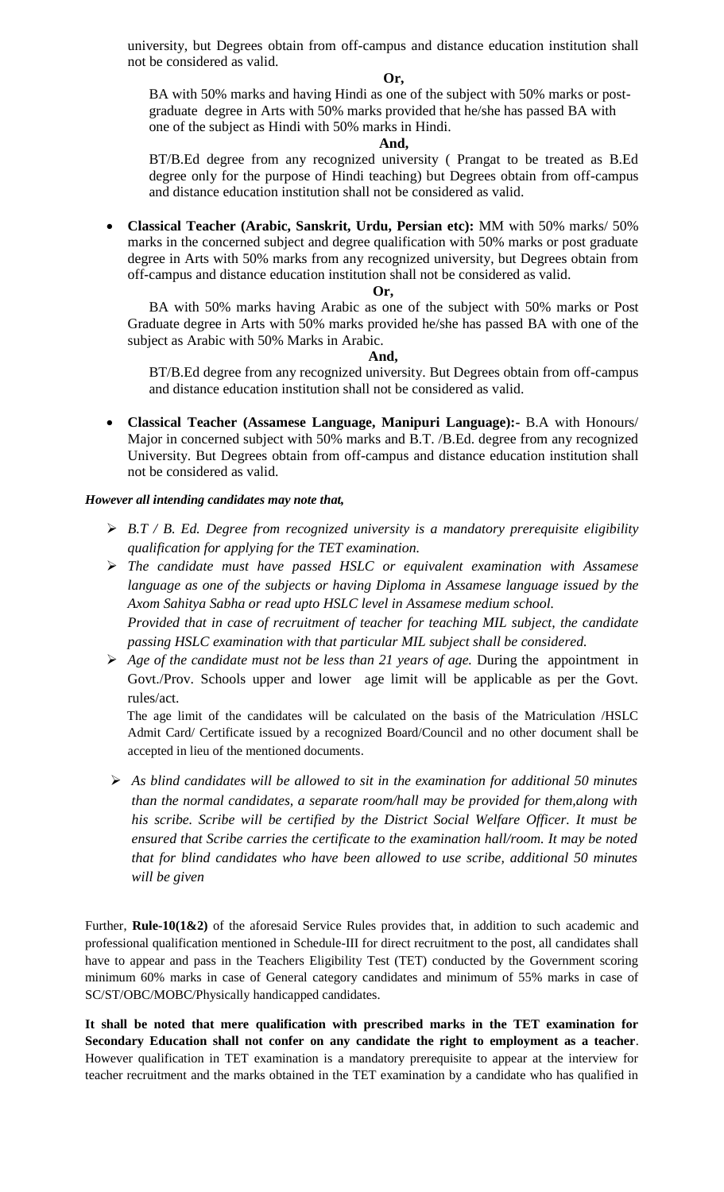university, but Degrees obtain from off-campus and distance education institution shall not be considered as valid.

**Or,**

BA with 50% marks and having Hindi as one of the subject with 50% marks or post-graduate degree in Arts with 50% marks provided that he/she has passed BA with one of the subject as Hindi with 50% marks in Hindi.

**And,**

BT/B.Ed degree from any recognized university ( Prangat to be treated as B.Ed degree only for the purpose of Hindi teaching) but Degrees obtain from off-campus and distance education institution shall not be considered as valid.

- **Classical Teacher (Arabic, Sanskrit, Urdu, Persian etc):** MM with 50% marks/ 50% marks in the concerned subject and degree qualification with 50% marks or post graduate degree in Arts with 50% marks from any recognized university, but Degrees obtain from off-campus and distance education institution shall not be considered as valid.

  **Or,**

  BA with 50% marks having Arabic as one of the subject with 50% marks or Post Graduate degree in Arts with 50% marks provided he/she has passed BA with one of the subject as Arabic with 50% Marks in Arabic.

  **And,**

  BT/B.Ed degree from any recognized university. But Degrees obtain from off-campus and distance education institution shall not be considered as valid.

- **Classical Teacher (Assamese Language, Manipuri Language):-** B.A with Honours/ Major in concerned subject with 50% marks and B.T. /B.Ed. degree from any recognized University. But Degrees obtain from off-campus and distance education institution shall not be considered as valid.

***However all intending candidates may note that,***

- *B.T / B. Ed. Degree from recognized university is a mandatory prerequisite eligibility qualification for applying for the TET examination.*
- *The candidate must have passed HSLC or equivalent examination with Assamese language as one of the subjects or having Diploma in Assamese language issued by the Axom Sahitya Sabha or read upto HSLC level in Assamese medium school.*

  *Provided that in case of recruitment of teacher for teaching MIL subject, the candidate passing HSLC examination with that particular MIL subject shall be considered.*
- *Age of the candidate must not be less than 21 years of age.* During the appointment in Govt./Prov. Schools upper and lower age limit will be applicable as per the Govt. rules/act.

  The age limit of the candidates will be calculated on the basis of the Matriculation /HSLC Admit Card/ Certificate issued by a recognized Board/Council and no other document shall be accepted in lieu of the mentioned documents.

- *As blind candidates will be allowed to sit in the examination for additional 50 minutes than the normal candidates, a separate room/hall may be provided for them,along with his scribe. Scribe will be certified by the District Social Welfare Officer. It must be ensured that Scribe carries the certificate to the examination hall/room. It may be noted that for blind candidates who have been allowed to use scribe, additional 50 minutes will be given*

Further, **Rule-10(1&2)** of the aforesaid Service Rules provides that, in addition to such academic and professional qualification mentioned in Schedule-III for direct recruitment to the post, all candidates shall have to appear and pass in the Teachers Eligibility Test (TET) conducted by the Government scoring minimum 60% marks in case of General category candidates and minimum of 55% marks in case of SC/ST/OBC/MOBC/Physically handicapped candidates.

**It shall be noted that mere qualification with prescribed marks in the TET examination for Secondary Education shall not confer on any candidate the right to employment as a teacher**. However qualification in TET examination is a mandatory prerequisite to appear at the interview for teacher recruitment and the marks obtained in the TET examination by a candidate who has qualified in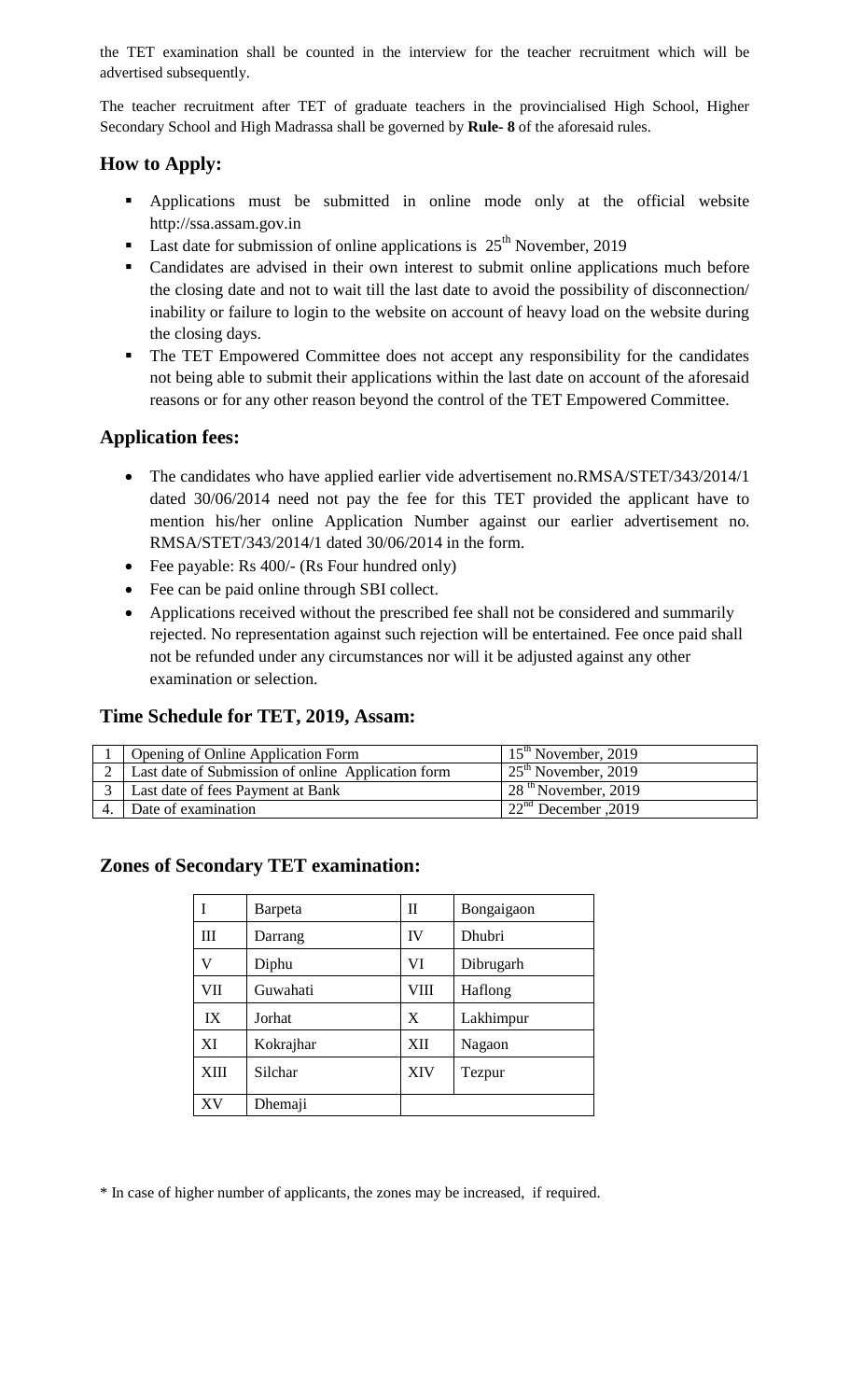the TET examination shall be counted in the interview for the teacher recruitment which will be advertised subsequently.

The teacher recruitment after TET of graduate teachers in the provincialised High School, Higher Secondary School and High Madrassa shall be governed by **Rule- 8** of the aforesaid rules.

## How to Apply:

- Applications must be submitted in online mode only at the official website http://ssa.assam.gov.in
- Last date for submission of online applications is 25th November, 2019
- Candidates are advised in their own interest to submit online applications much before the closing date and not to wait till the last date to avoid the possibility of disconnection/ inability or failure to login to the website on account of heavy load on the website during the closing days.
- The TET Empowered Committee does not accept any responsibility for the candidates not being able to submit their applications within the last date on account of the aforesaid reasons or for any other reason beyond the control of the TET Empowered Committee.

## Application fees:

- The candidates who have applied earlier vide advertisement no.RMSA/STET/343/2014/1 dated 30/06/2014 need not pay the fee for this TET provided the applicant have to mention his/her online Application Number against our earlier advertisement no. RMSA/STET/343/2014/1 dated 30/06/2014 in the form.
- Fee payable: Rs 400/- (Rs Four hundred only)
- Fee can be paid online through SBI collect.
- Applications received without the prescribed fee shall not be considered and summarily rejected. No representation against such rejection will be entertained. Fee once paid shall not be refunded under any circumstances nor will it be adjusted against any other examination or selection.

## Time Schedule for TET, 2019, Assam:

| | | |
|---|---|---|
| 1 | Opening of Online Application Form | 15th November, 2019 |
| 2 | Last date of Submission of online Application form | 25th November, 2019 |
| 3 | Last date of fees Payment at Bank | 28th November, 2019 |
| 4. | Date of examination | 22nd December ,2019 |

## Zones of Secondary TET examination:

| | | | |
|---|---|---|---|
| I | Barpeta | II | Bongaigaon |
| III | Darrang | IV | Dhubri |
| V | Diphu | VI | Dibrugarh |
| VII | Guwahati | VIII | Haflong |
| IX | Jorhat | X | Lakhimpur |
| XI | Kokrajhar | XII | Nagaon |
| XIII | Silchar | XIV | Tezpur |
| XV | Dhemaji | | |

* In case of higher number of applicants, the zones may be increased, if required.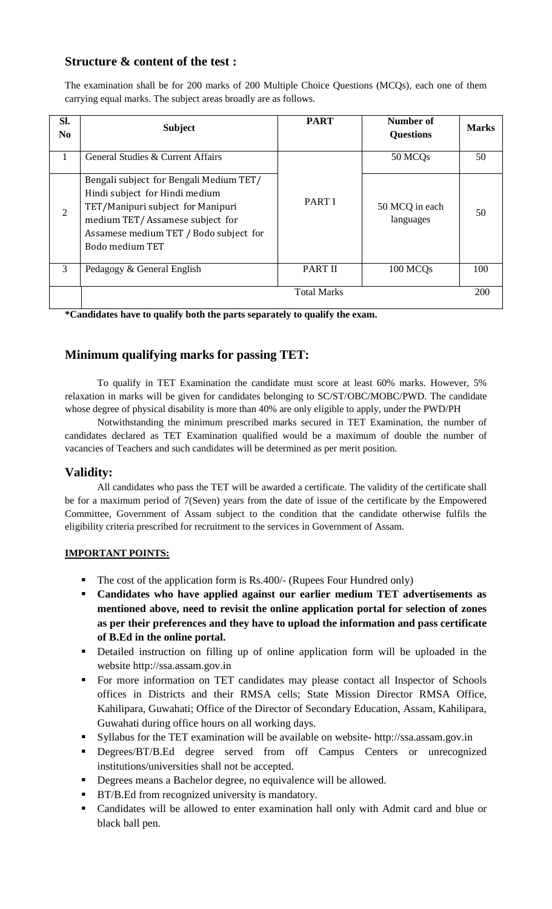## Structure & content of the test :

The examination shall be for 200 marks of 200 Multiple Choice Questions (MCQs), each one of them carrying equal marks. The subject areas broadly are as follows.

| Sl. No | Subject | PART | Number of Questions | Marks |
|---|---|---|---|---|
| 1 | General Studies & Current Affairs | PART I | 50 MCQs | 50 |
| 2 | Bengali subject for Bengali Medium TET/ Hindi subject for Hindi medium TET/Manipuri subject for Manipuri medium TET/ Assamese subject for Assamese medium TET / Bodo subject for Bodo medium TET | | 50 MCQ in each languages | 50 |
| 3 | Pedagogy & General English | PART II | 100 MCQs | 100 |
| | Total Marks | | | 200 |

**\*Candidates have to qualify both the parts separately to qualify the exam.**

## Minimum qualifying marks for passing TET:

To qualify in TET Examination the candidate must score at least 60% marks. However, 5% relaxation in marks will be given for candidates belonging to SC/ST/OBC/MOBC/PWD. The candidate whose degree of physical disability is more than 40% are only eligible to apply, under the PWD/PH

Notwithstanding the minimum prescribed marks secured in TET Examination, the number of candidates declared as TET Examination qualified would be a maximum of double the number of vacancies of Teachers and such candidates will be determined as per merit position.

## Validity:

All candidates who pass the TET will be awarded a certificate. The validity of the certificate shall be for a maximum period of 7(Seven) years from the date of issue of the certificate by the Empowered Committee, Government of Assam subject to the condition that the candidate otherwise fulfils the eligibility criteria prescribed for recruitment to the services in Government of Assam.

**IMPORTANT POINTS:**

- The cost of the application form is Rs.400/- (Rupees Four Hundred only)
- **Candidates who have applied against our earlier medium TET advertisements as mentioned above, need to revisit the online application portal for selection of zones as per their preferences and they have to upload the information and pass certificate of B.Ed in the online portal.**
- Detailed instruction on filling up of online application form will be uploaded in the website http://ssa.assam.gov.in
- For more information on TET candidates may please contact all Inspector of Schools offices in Districts and their RMSA cells; State Mission Director RMSA Office, Kahilipara, Guwahati; Office of the Director of Secondary Education, Assam, Kahilipara, Guwahati during office hours on all working days.
- Syllabus for the TET examination will be available on website- http://ssa.assam.gov.in
- Degrees/BT/B.Ed degree served from off Campus Centers or unrecognized institutions/universities shall not be accepted.
- Degrees means a Bachelor degree, no equivalence will be allowed.
- BT/B.Ed from recognized university is mandatory.
- Candidates will be allowed to enter examination hall only with Admit card and blue or black ball pen.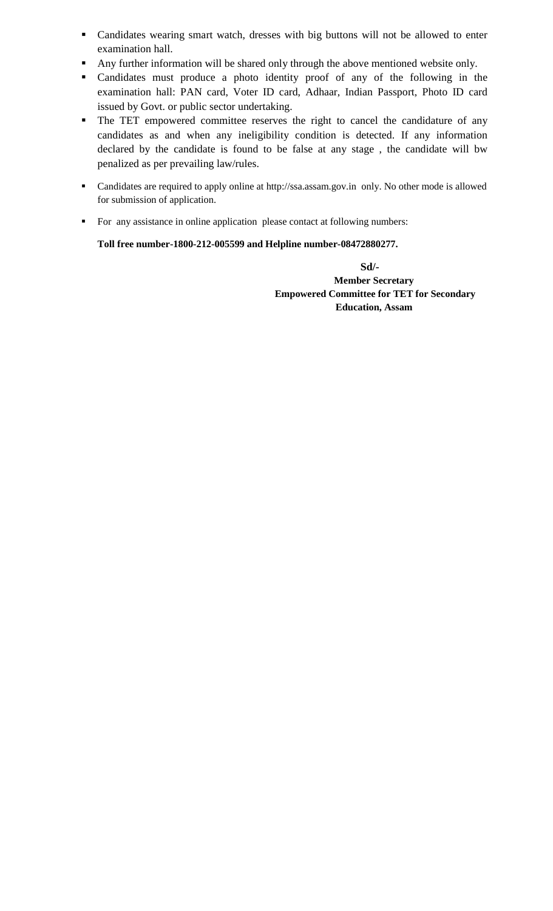- Candidates wearing smart watch, dresses with big buttons will not be allowed to enter examination hall.
- Any further information will be shared only through the above mentioned website only.
- Candidates must produce a photo identity proof of any of the following in the examination hall: PAN card, Voter ID card, Adhaar, Indian Passport, Photo ID card issued by Govt. or public sector undertaking.
- The TET empowered committee reserves the right to cancel the candidature of any candidates as and when any ineligibility condition is detected. If any information declared by the candidate is found to be false at any stage , the candidate will bw penalized as per prevailing law/rules.
- Candidates are required to apply online at http://ssa.assam.gov.in only. No other mode is allowed for submission of application.
- For any assistance in online application please contact at following numbers:

**Toll free number-1800-212-005599 and Helpline number-08472880277.**

**Sd/-**
**Member Secretary**
**Empowered Committee for TET for Secondary Education, Assam**